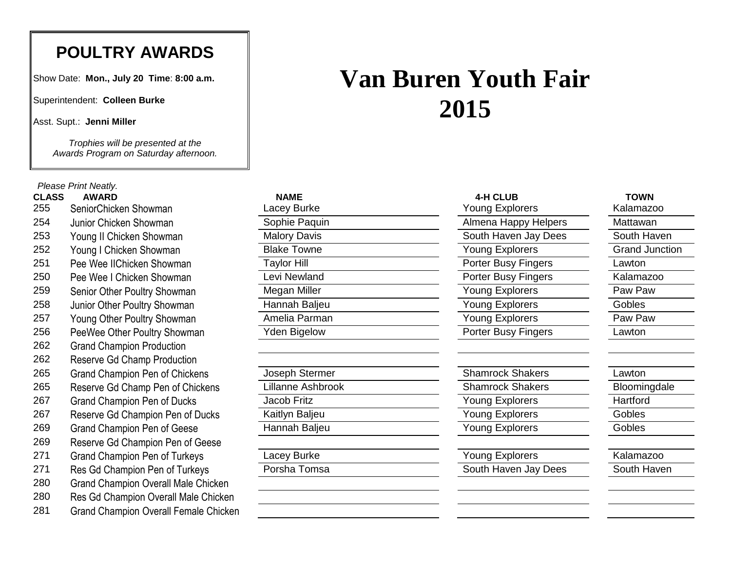## POULTRY AWARDS

Show Date: **Mon., July 20 Time**: **8:00 a.m.**

Superintendent: **Colleen Burke**

Asst. Supt.: **Jenni Miller**

*Trophies will be presented at the Awards Program on Saturday afternoon.*

# Van Buren Youth Fair 2015

*Please Print Neatly.*

| CLASS | AWARD | NAME | 4-H CLUB | TOWN |
|---|---|---|---|---|
| 255 | SeniorChicken Showman | Lacey Burke | Young Explorers | Kalamazoo |
| 254 | Junior Chicken Showman | Sophie Paquin | Almena Happy Helpers | Mattawan |
| 253 | Young II Chicken Showman | Malory Davis | South Haven Jay Dees | South Haven |
| 252 | Young I Chicken Showman | Blake Towne | Young Explorers | Grand Junction |
| 251 | Pee Wee IIChicken Showman | Taylor Hill | Porter Busy Fingers | Lawton |
| 250 | Pee Wee I Chicken Showman | Levi Newland | Porter Busy Fingers | Kalamazoo |
| 259 | Senior Other Poultry Showman | Megan Miller | Young Explorers | Paw Paw |
| 258 | Junior Other Poultry Showman | Hannah Baljeu | Young Explorers | Gobles |
| 257 | Young Other Poultry Showman | Amelia Parman | Young Explorers | Paw Paw |
| 256 | PeeWee Other Poultry Showman | Yden Bigelow | Porter Busy Fingers | Lawton |
| 262 | Grand Champion Production | | | |
| 262 | Reserve Gd Champ Production | | | |
| 265 | Grand Champion Pen of Chickens | Joseph Stermer | Shamrock Shakers | Lawton |
| 265 | Reserve Gd Champ Pen of Chickens | Lillanne Ashbrook | Shamrock Shakers | Bloomingdale |
| 267 | Grand Champion Pen of Ducks | Jacob Fritz | Young Explorers | Hartford |
| 267 | Reserve Gd Champion Pen of Ducks | Kaitlyn Baljeu | Young Explorers | Gobles |
| 269 | Grand Champion Pen of Geese | Hannah Baljeu | Young Explorers | Gobles |
| 269 | Reserve Gd Champion Pen of Geese | | | |
| 271 | Grand Champion Pen of Turkeys | Lacey Burke | Young Explorers | Kalamazoo |
| 271 | Res Gd Champion Pen of Turkeys | Porsha Tomsa | South Haven Jay Dees | South Haven |
| 280 | Grand Champion Overall Male Chicken | | | |
| 280 | Res Gd Champion Overall Male Chicken | | | |
| 281 | Grand Champion Overall Female Chicken | | | |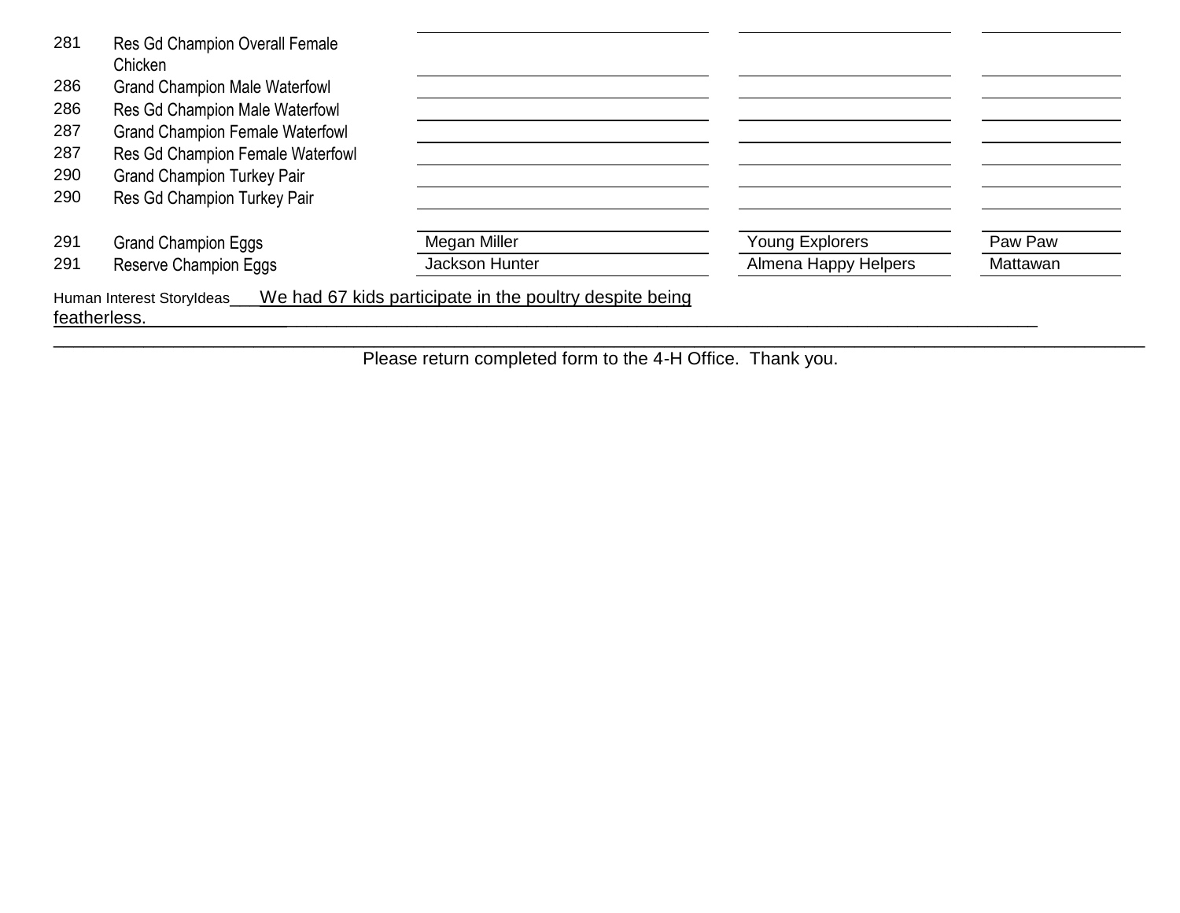| | | | | |
|---|---|---|---|---|
| 281 | Res Gd Champion Overall Female Chicken | | | |
| 286 | Grand Champion Male Waterfowl | | | |
| 286 | Res Gd Champion Male Waterfowl | | | |
| 287 | Grand Champion Female Waterfowl | | | |
| 287 | Res Gd Champion Female Waterfowl | | | |
| 290 | Grand Champion Turkey Pair | | | |
| 290 | Res Gd Champion Turkey Pair | | | |
| 291 | Grand Champion Eggs | Megan Miller | Young Explorers | Paw Paw |
| 291 | Reserve Champion Eggs | Jackson Hunter | Almena Happy Helpers | Mattawan |

Human Interest StoryIdeas We had 67 kids participate in the poultry despite being featherless.

Please return completed form to the 4-H Office. Thank you.